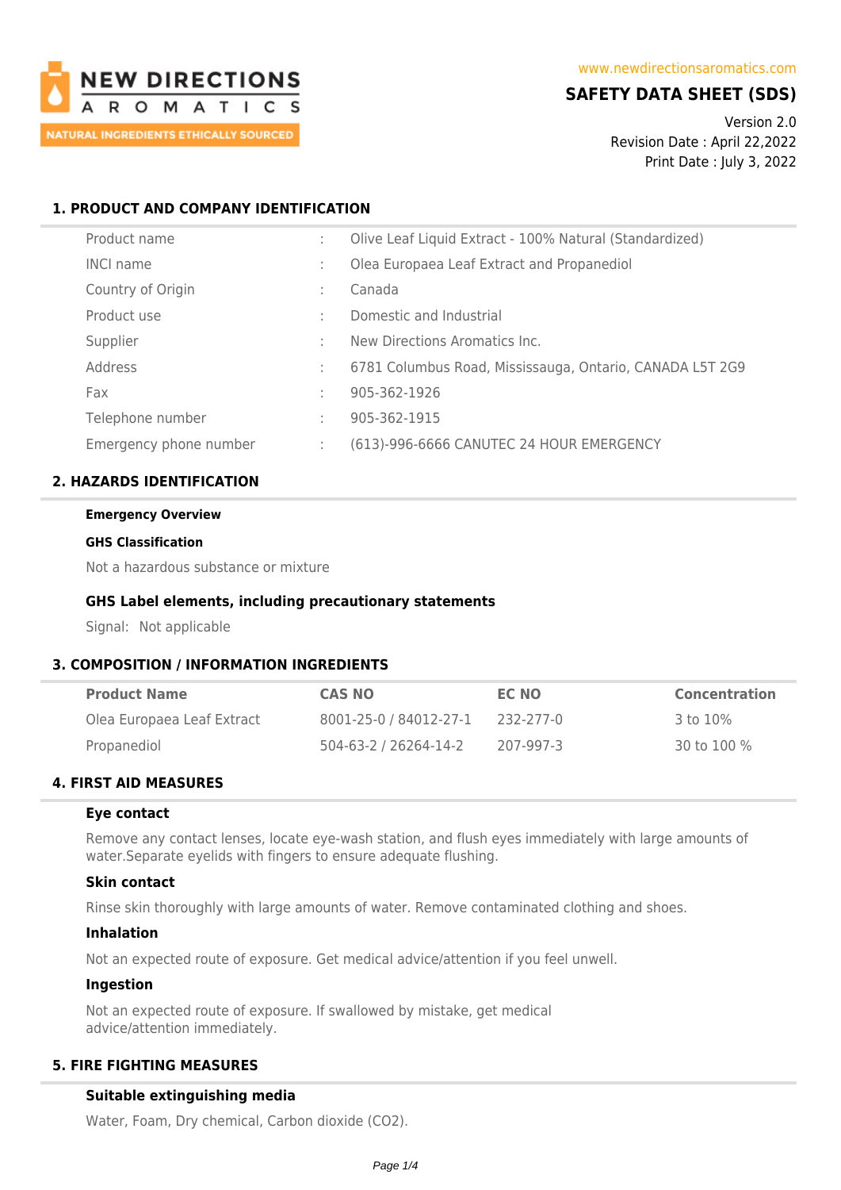NEW DIRECTIONS AROMATICS

NATURAL INGREDIENTS ETHICALLY SOURCED

www.newdirectionsaromatics.com

# SAFETY DATA SHEET (SDS)

Version 2.0
Revision Date : April 22,2022
Print Date : July 3, 2022

## 1. PRODUCT AND COMPANY IDENTIFICATION

| | | |
|---|---|---|
| Product name | : | Olive Leaf Liquid Extract - 100% Natural (Standardized) |
| INCI name | : | Olea Europaea Leaf Extract and Propanediol |
| Country of Origin | : | Canada |
| Product use | : | Domestic and Industrial |
| Supplier | : | New Directions Aromatics Inc. |
| Address | : | 6781 Columbus Road, Mississauga, Ontario, CANADA L5T 2G9 |
| Fax | : | 905-362-1926 |
| Telephone number | : | 905-362-1915 |
| Emergency phone number | : | (613)-996-6666 CANUTEC 24 HOUR EMERGENCY |

## 2. HAZARDS IDENTIFICATION

**Emergency Overview**

**GHS Classification**

Not a hazardous substance or mixture

### GHS Label elements, including precautionary statements

Signal: Not applicable

## 3. COMPOSITION / INFORMATION INGREDIENTS

| Product Name | CAS NO | EC NO | Concentration |
|---|---|---|---|
| Olea Europaea Leaf Extract | 8001-25-0 / 84012-27-1 | 232-277-0 | 3 to 10% |
| Propanediol | 504-63-2 / 26264-14-2 | 207-997-3 | 30 to 100 % |

## 4. FIRST AID MEASURES

### Eye contact

Remove any contact lenses, locate eye-wash station, and flush eyes immediately with large amounts of water.Separate eyelids with fingers to ensure adequate flushing.

### Skin contact

Rinse skin thoroughly with large amounts of water. Remove contaminated clothing and shoes.

### Inhalation

Not an expected route of exposure. Get medical advice/attention if you feel unwell.

### Ingestion

Not an expected route of exposure. If swallowed by mistake, get medical advice/attention immediately.

## 5. FIRE FIGHTING MEASURES

### Suitable extinguishing media

Water, Foam, Dry chemical, Carbon dioxide ($CO_2$).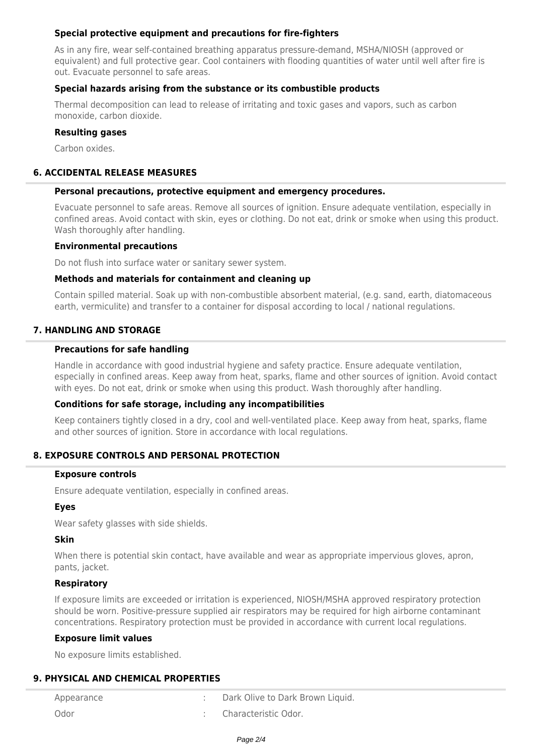### Special protective equipment and precautions for fire-fighters

As in any fire, wear self-contained breathing apparatus pressure-demand, MSHA/NIOSH (approved or equivalent) and full protective gear. Cool containers with flooding quantities of water until well after fire is out. Evacuate personnel to safe areas.

### Special hazards arising from the substance or its combustible products

Thermal decomposition can lead to release of irritating and toxic gases and vapors, such as carbon monoxide, carbon dioxide.

### Resulting gases

Carbon oxides.

## 6. ACCIDENTAL RELEASE MEASURES

### Personal precautions, protective equipment and emergency procedures.

Evacuate personnel to safe areas. Remove all sources of ignition. Ensure adequate ventilation, especially in confined areas. Avoid contact with skin, eyes or clothing. Do not eat, drink or smoke when using this product. Wash thoroughly after handling.

### Environmental precautions

Do not flush into surface water or sanitary sewer system.

### Methods and materials for containment and cleaning up

Contain spilled material. Soak up with non-combustible absorbent material, (e.g. sand, earth, diatomaceous earth, vermiculite) and transfer to a container for disposal according to local / national regulations.

## 7. HANDLING AND STORAGE

### Precautions for safe handling

Handle in accordance with good industrial hygiene and safety practice. Ensure adequate ventilation, especially in confined areas. Keep away from heat, sparks, flame and other sources of ignition. Avoid contact with eyes. Do not eat, drink or smoke when using this product. Wash thoroughly after handling.

### Conditions for safe storage, including any incompatibilities

Keep containers tightly closed in a dry, cool and well-ventilated place. Keep away from heat, sparks, flame and other sources of ignition. Store in accordance with local regulations.

## 8. EXPOSURE CONTROLS AND PERSONAL PROTECTION

### Exposure controls

Ensure adequate ventilation, especially in confined areas.

### Eyes

Wear safety glasses with side shields.

### Skin

When there is potential skin contact, have available and wear as appropriate impervious gloves, apron, pants, jacket.

### Respiratory

If exposure limits are exceeded or irritation is experienced, NIOSH/MSHA approved respiratory protection should be worn. Positive-pressure supplied air respirators may be required for high airborne contaminant concentrations. Respiratory protection must be provided in accordance with current local regulations.

### Exposure limit values

No exposure limits established.

## 9. PHYSICAL AND CHEMICAL PROPERTIES

| | | |
|---|---|---|
| Appearance | : | Dark Olive to Dark Brown Liquid. |
| Odor | : | Characteristic Odor. |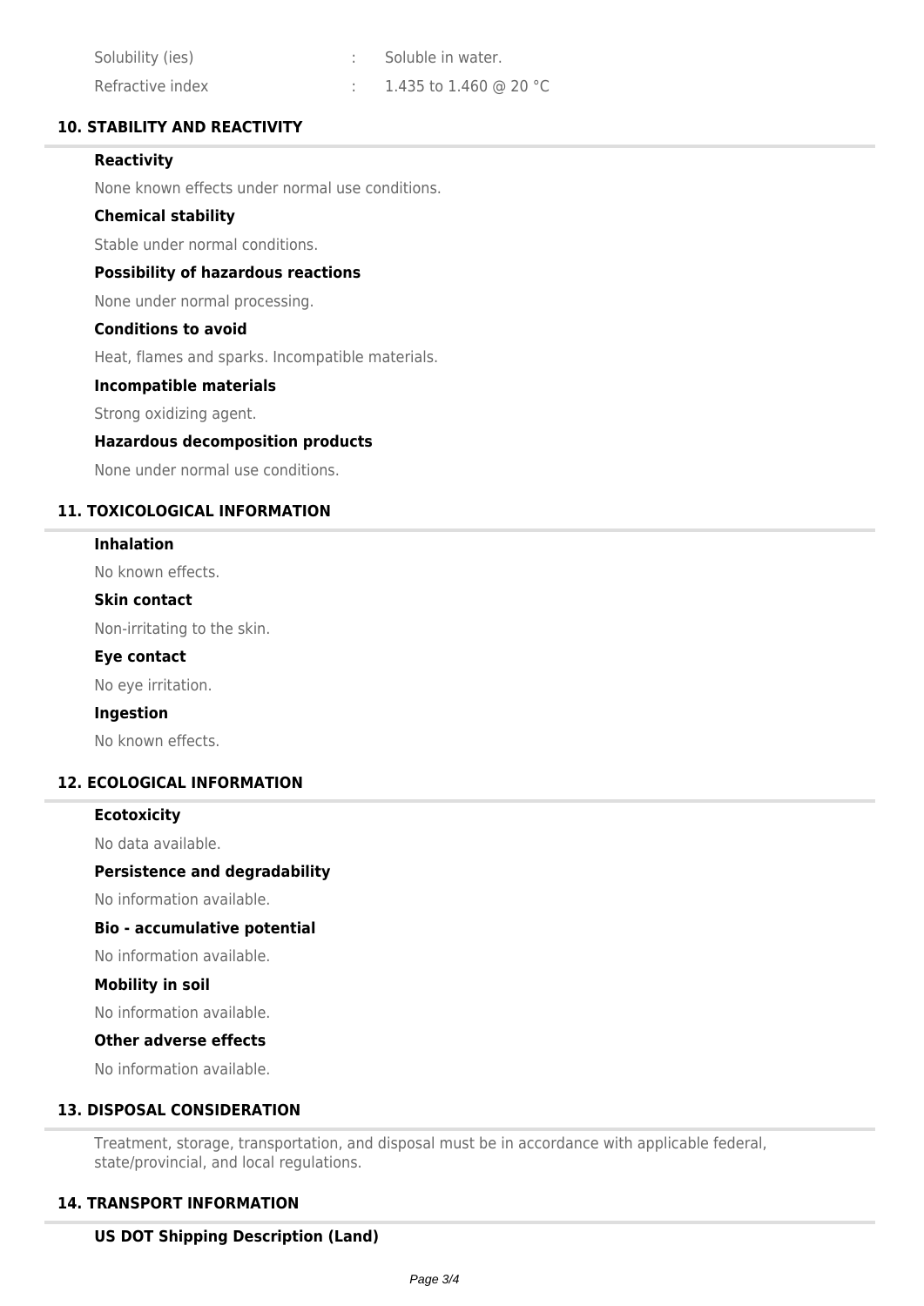| | | |
|---|---|---|
| Solubility (ies) | : | Soluble in water. |
| Refractive index | : | 1.435 to 1.460 @ 20 °C |

## 10. STABILITY AND REACTIVITY

### Reactivity

None known effects under normal use conditions.

### Chemical stability

Stable under normal conditions.

### Possibility of hazardous reactions

None under normal processing.

### Conditions to avoid

Heat, flames and sparks. Incompatible materials.

### Incompatible materials

Strong oxidizing agent.

### Hazardous decomposition products

None under normal use conditions.

## 11. TOXICOLOGICAL INFORMATION

### Inhalation

No known effects.

### Skin contact

Non-irritating to the skin.

### Eye contact

No eye irritation.

### Ingestion

No known effects.

## 12. ECOLOGICAL INFORMATION

### Ecotoxicity

No data available.

### Persistence and degradability

No information available.

### Bio - accumulative potential

No information available.

### Mobility in soil

No information available.

### Other adverse effects

No information available.

## 13. DISPOSAL CONSIDERATION

Treatment, storage, transportation, and disposal must be in accordance with applicable federal, state/provincial, and local regulations.

## 14. TRANSPORT INFORMATION

### US DOT Shipping Description (Land)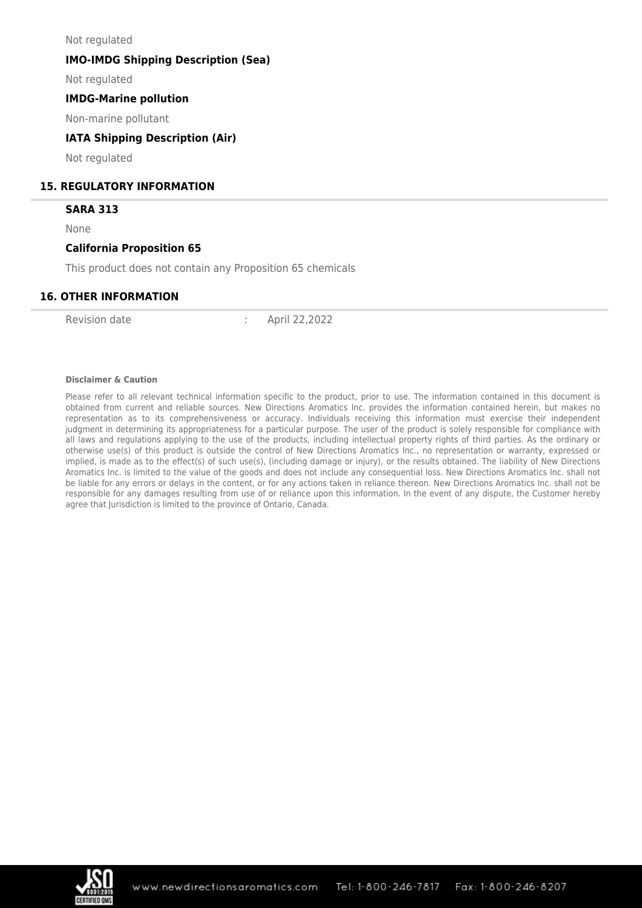Not regulated

**IMO-IMDG Shipping Description (Sea)**

Not regulated

**IMDG-Marine pollution**

Non-marine pollutant

**IATA Shipping Description (Air)**

Not regulated

## 15. REGULATORY INFORMATION

**SARA 313**

None

**California Proposition 65**

This product does not contain any Proposition 65 chemicals

## 16. OTHER INFORMATION

Revision date : April 22,2022

**Disclaimer & Caution**

Please refer to all relevant technical information specific to the product, prior to use. The information contained in this document is obtained from current and reliable sources. New Directions Aromatics Inc. provides the information contained herein, but makes no representation as to its comprehensiveness or accuracy. Individuals receiving this information must exercise their independent judgment in determining its appropriateness for a particular purpose. The user of the product is solely responsible for compliance with all laws and regulations applying to the use of the products, including intellectual property rights of third parties. As the ordinary or otherwise use(s) of this product is outside the control of New Directions Aromatics Inc., no representation or warranty, expressed or implied, is made as to the effect(s) of such use(s), (including damage or injury), or the results obtained. The liability of New Directions Aromatics Inc. is limited to the value of the goods and does not include any consequential loss. New Directions Aromatics Inc. shall not be liable for any errors or delays in the content, or for any actions taken in reliance thereon. New Directions Aromatics Inc. shall not be responsible for any damages resulting from use of or reliance upon this information. In the event of any dispute, the Customer hereby agree that Jurisdiction is limited to the province of Ontario, Canada.